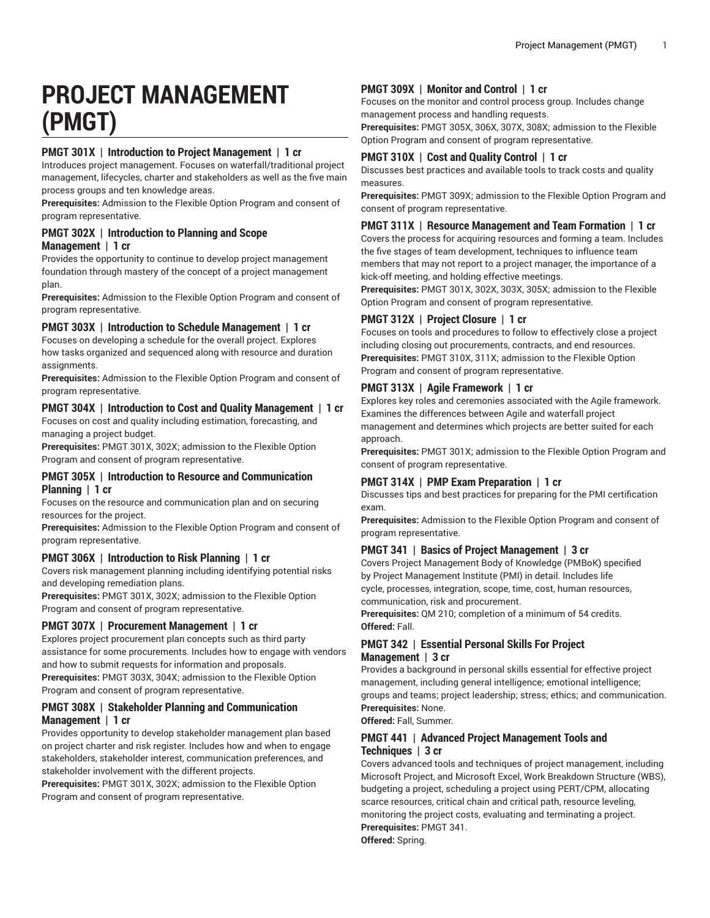# PROJECT MANAGEMENT (PMGT)

**PMGT 301X | Introduction to Project Management | 1 cr**
Introduces project management. Focuses on waterfall/traditional project management, lifecycles, charter and stakeholders as well as the five main process groups and ten knowledge areas.
**Prerequisites:** Admission to the Flexible Option Program and consent of program representative.

**PMGT 302X | Introduction to Planning and Scope Management | 1 cr**
Provides the opportunity to continue to develop project management foundation through mastery of the concept of a project management plan.
**Prerequisites:** Admission to the Flexible Option Program and consent of program representative.

**PMGT 303X | Introduction to Schedule Management | 1 cr**
Focuses on developing a schedule for the overall project. Explores how tasks organized and sequenced along with resource and duration assignments.
**Prerequisites:** Admission to the Flexible Option Program and consent of program representative.

**PMGT 304X | Introduction to Cost and Quality Management | 1 cr**
Focuses on cost and quality including estimation, forecasting, and managing a project budget.
**Prerequisites:** PMGT 301X, 302X; admission to the Flexible Option Program and consent of program representative.

**PMGT 305X | Introduction to Resource and Communication Planning | 1 cr**
Focuses on the resource and communication plan and on securing resources for the project.
**Prerequisites:** Admission to the Flexible Option Program and consent of program representative.

**PMGT 306X | Introduction to Risk Planning | 1 cr**
Covers risk management planning including identifying potential risks and developing remediation plans.
**Prerequisites:** PMGT 301X, 302X; admission to the Flexible Option Program and consent of program representative.

**PMGT 307X | Procurement Management | 1 cr**
Explores project procurement plan concepts such as third party assistance for some procurements. Includes how to engage with vendors and how to submit requests for information and proposals.
**Prerequisites:** PMGT 303X, 304X; admission to the Flexible Option Program and consent of program representative.

**PMGT 308X | Stakeholder Planning and Communication Management | 1 cr**
Provides opportunity to develop stakeholder management plan based on project charter and risk register. Includes how and when to engage stakeholders, stakeholder interest, communication preferences, and stakeholder involvement with the different projects.
**Prerequisites:** PMGT 301X, 302X; admission to the Flexible Option Program and consent of program representative.

**PMGT 309X | Monitor and Control | 1 cr**
Focuses on the monitor and control process group. Includes change management process and handling requests.
**Prerequisites:** PMGT 305X, 306X, 307X, 308X; admission to the Flexible Option Program and consent of program representative.

**PMGT 310X | Cost and Quality Control | 1 cr**
Discusses best practices and available tools to track costs and quality measures.
**Prerequisites:** PMGT 309X; admission to the Flexible Option Program and consent of program representative.

**PMGT 311X | Resource Management and Team Formation | 1 cr**
Covers the process for acquiring resources and forming a team. Includes the five stages of team development, techniques to influence team members that may not report to a project manager, the importance of a kick-off meeting, and holding effective meetings.
**Prerequisites:** PMGT 301X, 302X, 303X, 305X; admission to the Flexible Option Program and consent of program representative.

**PMGT 312X | Project Closure | 1 cr**
Focuses on tools and procedures to follow to effectively close a project including closing out procurements, contracts, and end resources.
**Prerequisites:** PMGT 310X, 311X; admission to the Flexible Option Program and consent of program representative.

**PMGT 313X | Agile Framework | 1 cr**
Explores key roles and ceremonies associated with the Agile framework. Examines the differences between Agile and waterfall project management and determines which projects are better suited for each approach.
**Prerequisites:** PMGT 301X; admission to the Flexible Option Program and consent of program representative.

**PMGT 314X | PMP Exam Preparation | 1 cr**
Discusses tips and best practices for preparing for the PMI certification exam.
**Prerequisites:** Admission to the Flexible Option Program and consent of program representative.

**PMGT 341 | Basics of Project Management | 3 cr**
Covers Project Management Body of Knowledge (PMBoK) specified by Project Management Institute (PMI) in detail. Includes life cycle, processes, integration, scope, time, cost, human resources, communication, risk and procurement.
**Prerequisites:** QM 210; completion of a minimum of 54 credits.
**Offered:** Fall.

**PMGT 342 | Essential Personal Skills For Project Management | 3 cr**
Provides a background in personal skills essential for effective project management, including general intelligence; emotional intelligence; groups and teams; project leadership; stress; ethics; and communication.
**Prerequisites:** None.
**Offered:** Fall, Summer.

**PMGT 441 | Advanced Project Management Tools and Techniques | 3 cr**
Covers advanced tools and techniques of project management, including Microsoft Project, and Microsoft Excel, Work Breakdown Structure (WBS), budgeting a project, scheduling a project using PERT/CPM, allocating scarce resources, critical chain and critical path, resource leveling, monitoring the project costs, evaluating and terminating a project.
**Prerequisites:** PMGT 341.
**Offered:** Spring.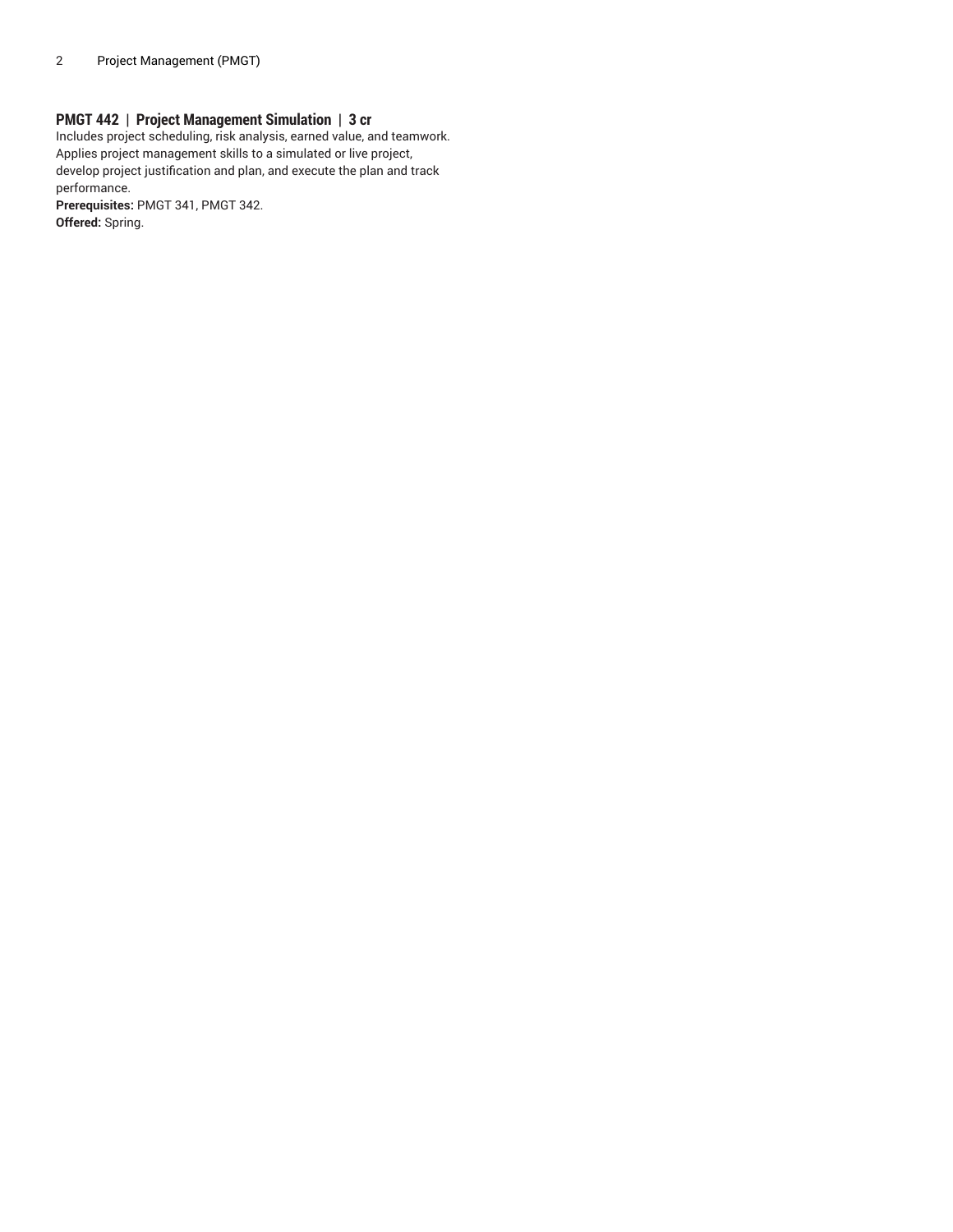**PMGT 442 | Project Management Simulation | 3 cr**

Includes project scheduling, risk analysis, earned value, and teamwork. Applies project management skills to a simulated or live project, develop project justification and plan, and execute the plan and track performance.

**Prerequisites:** PMGT 341, PMGT 342.

**Offered:** Spring.